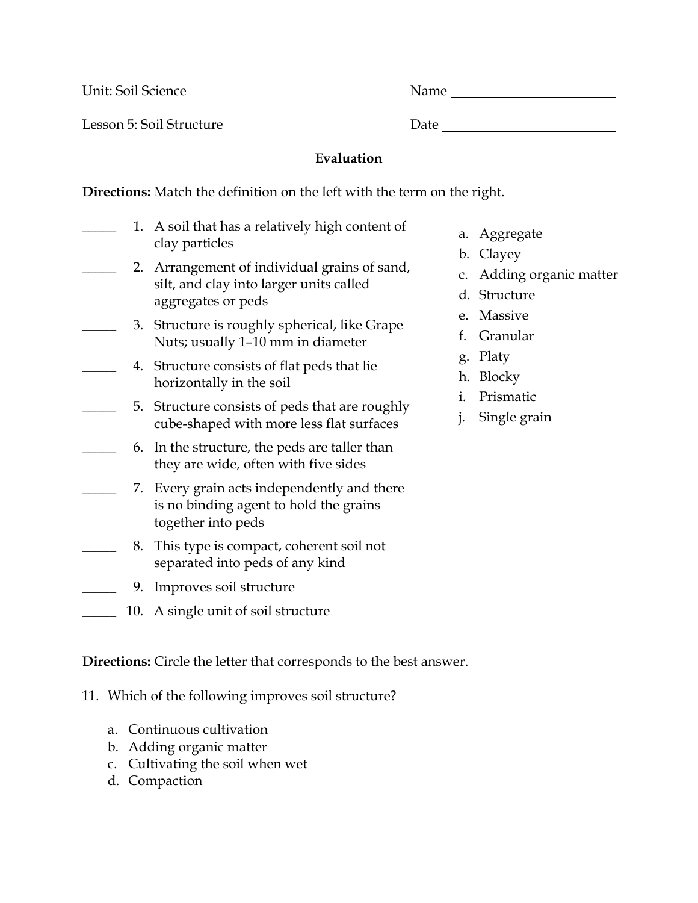Unit: Soil Science Name ________________________

Lesson 5: Soil Structure Date ________________________

**Evaluation**

**Directions:** Match the definition on the left with the term on the right.

_____ 1. A soil that has a relatively high content of clay particles

_____ 2. Arrangement of individual grains of sand, silt, and clay into larger units called aggregates or peds

_____ 3. Structure is roughly spherical, like Grape Nuts; usually 1–10 mm in diameter

_____ 4. Structure consists of flat peds that lie horizontally in the soil

_____ 5. Structure consists of peds that are roughly cube-shaped with more less flat surfaces

_____ 6. In the structure, the peds are taller than they are wide, often with five sides

_____ 7. Every grain acts independently and there is no binding agent to hold the grains together into peds

_____ 8. This type is compact, coherent soil not separated into peds of any kind

_____ 9. Improves soil structure

_____ 10. A single unit of soil structure

a. Aggregate
b. Clayey
c. Adding organic matter
d. Structure
e. Massive
f. Granular
g. Platy
h. Blocky
i. Prismatic
j. Single grain

**Directions:** Circle the letter that corresponds to the best answer.

11. Which of the following improves soil structure?

    a. Continuous cultivation
    b. Adding organic matter
    c. Cultivating the soil when wet
    d. Compaction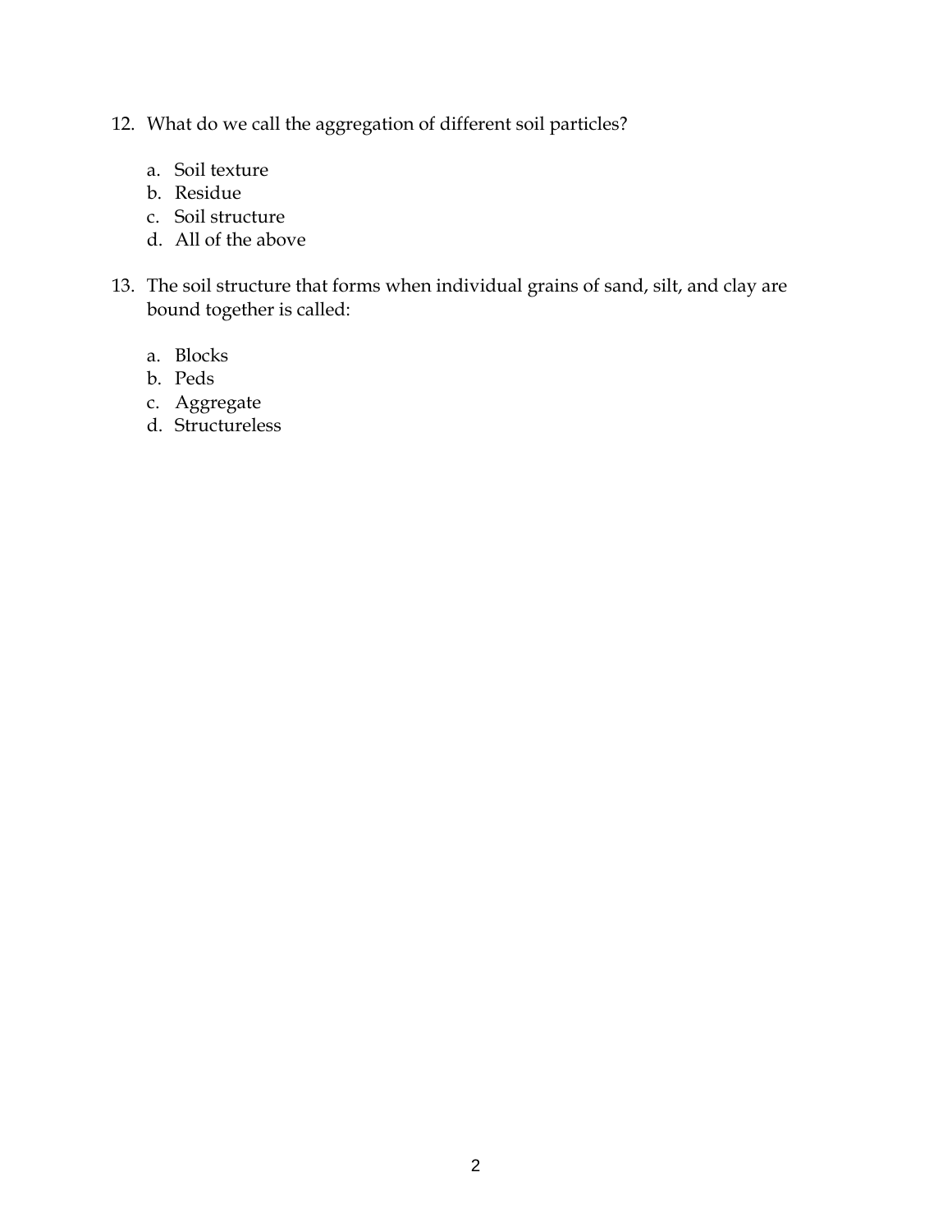12. What do we call the aggregation of different soil particles?

    a. Soil texture
    b. Residue
    c. Soil structure
    d. All of the above

13. The soil structure that forms when individual grains of sand, silt, and clay are bound together is called:

    a. Blocks
    b. Peds
    c. Aggregate
    d. Structureless